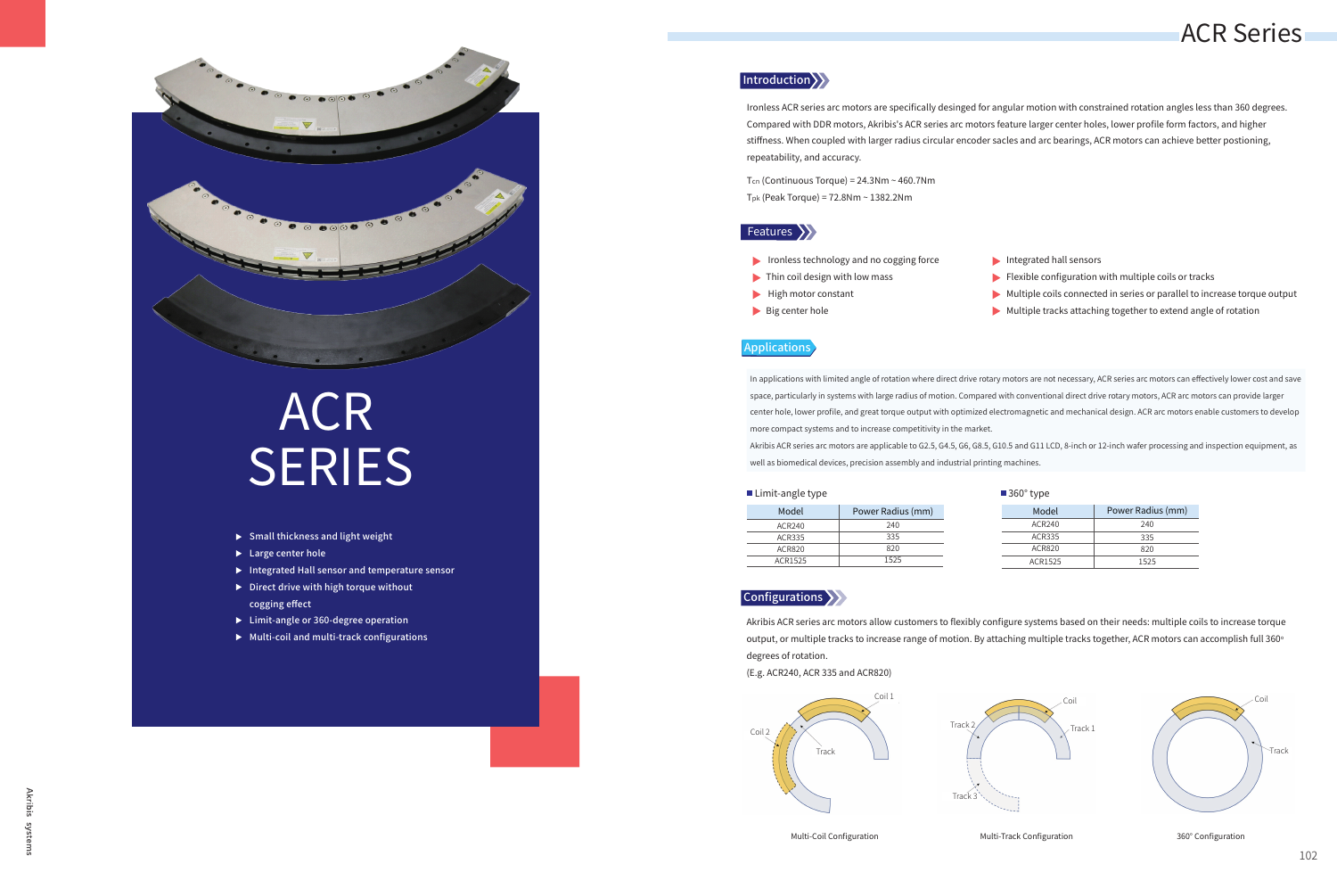# ACR SERIES

- Small thickness and light weight
- Large center hole
- Integrated Hall sensor and temperature sensor
- Direct drive with high torque without cogging effect
- Limit-angle or 360-degree operation
- Multi-coil and multi-track configurations

# ACR Series

## Introduction

Ironless ACR series arc motors are specifically desinged for angular motion with constrained rotation angles less than 360 degrees. Compared with DDR motors, Akribis's ACR series arc motors feature larger center holes, lower profile form factors, and higher stiffness. When coupled with larger radius circular encoder sacles and arc bearings, ACR motors can achieve better postioning, repeatability, and accuracy.

$T_{cn}$ (Continuous Torque) = 24.3Nm ~ 460.7Nm

$T_{pk}$ (Peak Torque) = 72.8Nm ~ 1382.2Nm

## Features

- Ironless technology and no cogging force
- Thin coil design with low mass
- High motor constant
- Big center hole
- Integrated hall sensors
- Flexible configuration with multiple coils or tracks
- Multiple coils connected in series or parallel to increase torque output
- Multiple tracks attaching together to extend angle of rotation

## Applications

In applications with limited angle of rotation where direct drive rotary motors are not necessary, ACR series arc motors can effectively lower cost and save space, particularly in systems with large radius of motion. Compared with conventional direct drive rotary motors, ACR arc motors can provide larger center hole, lower profile, and great torque output with optimized electromagnetic and mechanical design. ACR arc motors enable customers to develop more compact systems and to increase competitivity in the market.

Akribis ACR series arc motors are applicable to G2.5, G4.5, G6, G8.5, G10.5 and G11 LCD, 8-inch or 12-inch wafer processing and inspection equipment, as well as biomedical devices, precision assembly and industrial printing machines.

**Limit-angle type**

| Model | Power Radius (mm) |
|---|---|
| ACR240 | 240 |
| ACR335 | 335 |
| ACR820 | 820 |
| ACR1525 | 1525 |

**360° type**

| Model | Power Radius (mm) |
|---|---|
| ACR240 | 240 |
| ACR335 | 335 |
| ACR820 | 820 |
| ACR1525 | 1525 |

## Configurations

Akribis ACR series arc motors allow customers to flexibly configure systems based on their needs: multiple coils to increase torque output, or multiple tracks to increase range of motion. By attaching multiple tracks together, ACR motors can accomplish full 360° degrees of rotation.

(E.g. ACR240, ACR 335 and ACR820)

Coil 1, Coil 2, Track

Multi-Coil Configuration

Coil, Track 1, Track 2, Track 3

Multi-Track Configuration

Coil, Track

360° Configuration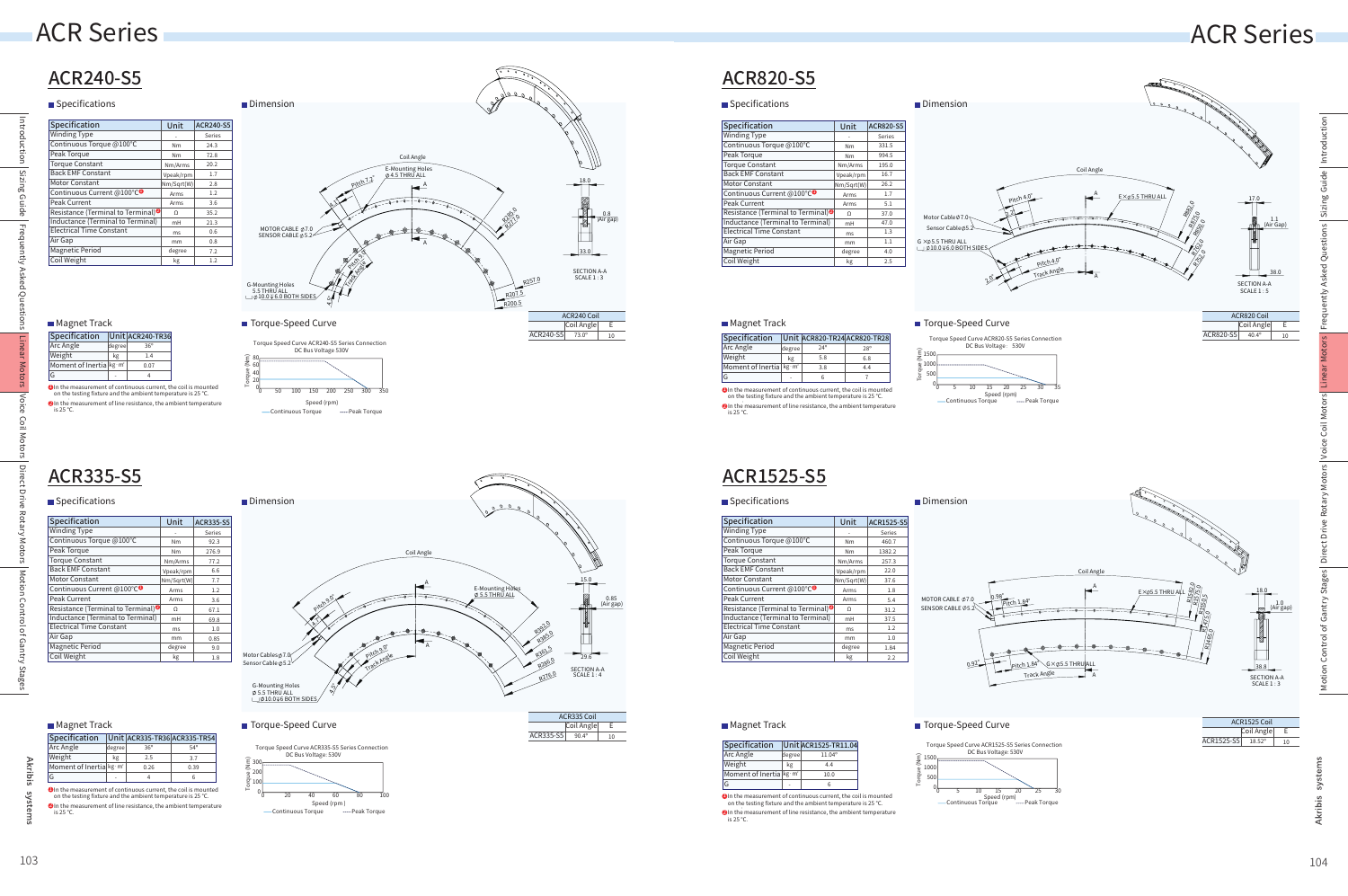# ACR Series

## ACR240-S5

### Specifications

| Specification | Unit | ACR240-S5 |
|---|---|---|
| Winding Type | - | Series |
| Continuous Torque @100°C | Nm | 24.3 |
| Peak Torque | Nm | 72.8 |
| Torque Constant | Nm/Arms | 20.2 |
| Back EMF Constant | Vpeak/rpm | 1.7 |
| Motor Constant | Nm/Sqrt(W) | 2.8 |
| Continuous Current @100°C❶ | Arms | 1.2 |
| Peak Current | Arms | 35.2 |
| Resistance (Terminal to Terminal)❷ | Ω | 21.3 |
| Inductance (Terminal to Terminal) | mH | 0.6 |
| Electrical Time Constant | ms | 0.8 |
| Air Gap | mm | 7.2 |
| Magnetic Period | degree | 1.2 |
| Coil Weight | kg | |

### Magnet Track

| Specification | Unit | ACR240-TR36 |
|---|---|---|
| Arc Angle | degree | 36° |
| Weight | kg | 1.4 |
| Moment of Inertia | kg · m² | 0.07 |
| G | - | 4 |

❶In the measurement of continuous current, the coil is mounted on the testing fixture and the ambient temperature is 25 °C.

❷In the measurement of line resistance, the ambient temperature is 25 °C.

### Dimension

Coil Angle; E-Mounting Holes Ø4.5 THRU ALL; Pitch 7.2°; MOTOR CABLE Ø7.0; SENSOR CABLE Ø5.2; G-Mounting Holes 5.5 THRU ALL ⌴ Ø10.0 ↧6.0 BOTH SIDES; Track Angle; R235.0; R217.0; R257.0; R207.5; R200.5; 18.0; 0.8 (Air gap); 33.0; SECTION A-A SCALE 1 : 3

| | ACR240 Coil | |
|---|---|---|
| | Coil Angle | E |
| ACR240-S5 | 73.0° | 10 |

### Torque-Speed Curve

Torque Speed Curve ACR240-S5 Series Connection DC Bus Voltage 530V

Torque (Nm) / Speed (rpm) — Continuous Torque, Peak Torque

## ACR335-S5

### Specifications

| Specification | Unit | ACR335-S5 |
|---|---|---|
| Winding Type | - | Series |
| Continuous Torque @100°C | Nm | 92.3 |
| Peak Torque | Nm | 276.9 |
| Torque Constant | Nm/Arms | 77.2 |
| Back EMF Constant | Vpeak/rpm | 6.6 |
| Motor Constant | Nm/Sqrt(W) | 7.7 |
| Continuous Current @100°C❶ | Arms | 1.2 |
| Peak Current | Arms | 3.6 |
| Resistance (Terminal to Terminal)❷ | Ω | 67.1 |
| Inductance (Terminal to Terminal) | mH | 69.8 |
| Electrical Time Constant | ms | 1.0 |
| Air Gap | mm | 0.85 |
| Magnetic Period | degree | 9.0 |
| Coil Weight | kg | 1.8 |

### Magnet Track

| Specification | Unit | ACR335-TR36 | ACR335-TR54 |
|---|---|---|---|
| Arc Angle | degree | 36° | 54° |
| Weight | kg | 2.5 | 3.7 |
| Moment of Inertia | kg · m² | 0.26 | 0.39 |
| G | - | 4 | 6 |

❶In the measurement of continuous current, the coil is mounted on the testing fixture and the ambient temperature is 25 °C.

❷In the measurement of line resistance, the ambient temperature is 25 °C.

### Dimension

Coil Angle; E-Mounting Holes Ø5.5 THRU ALL; Pitch 9.0°; Motor Cables Ø7.0; Sensor Cable Ø5.2; G-Mounting Holes Ø5.5 THRU ALL ⌴ Ø10.0 ↧6 BOTH SIDES; Track Angle; R362.0; R355.0; R351.5; R286.0; R276.0; 15.0; 0.85 (Air gap); 29.6; SECTION A-A SCALE 1 : 4

| | ACR335 Coil | |
|---|---|---|
| | Coil Angle | E |
| ACR335-S5 | 90.4° | 10 |

### Torque-Speed Curve

Torque Speed Curve ACR335-S5 Series Connection DC Bus Voltage: 530V

Torque (Nm) / Speed (rpm) — Continuous Torque, Peak Torque

## ACR820-S5

### Specifications

| Specification | Unit | ACR820-S5 |
|---|---|---|
| Winding Type | - | Series |
| Continuous Torque @100°C | Nm | 331.5 |
| Peak Torque | Nm | 994.5 |
| Torque Constant | Nm/Arms | 195.0 |
| Back EMF Constant | Vpeak/rpm | 16.7 |
| Motor Constant | Nm/Sqrt(W) | 26.2 |
| Continuous Current @100°C❶ | Arms | 1.7 |
| Peak Current | Arms | 5.1 |
| Resistance (Terminal to Terminal)❷ | Ω | 37.0 |
| Inductance (Terminal to Terminal) | mH | 47.0 |
| Electrical Time Constant | ms | 1.3 |
| Air Gap | mm | 1.1 |
| Magnetic Period | degree | 4.0 |
| Coil Weight | kg | 2.5 |

### Magnet Track

| Specification | Unit | ACR820-TR24 | ACR820-TR28 |
|---|---|---|---|
| Arc Angle | degree | 24° | 28° |
| Weight | kg | 5.8 | 6.8 |
| Moment of Inertia | kg · m² | 3.8 | 4.4 |
| G | - | 6 | 7 |

❶In the measurement of continuous current, the coil is mounted on the testing fixture and the ambient temperature is 25 °C.

❷In the measurement of line resistance, the ambient temperature is 25 °C.

### Dimension

Coil Angle; E×Ø5.5 THRU ALL; Pitch 4.0°; Motor Cable Ø7.0; Sensor Cable Ø5.2; G×Ø5.5 THRU ALL ⌴ Ø10.0 ↧6.0 BOTH SIDES; Track Angle; 2.0°; 17.0; 1.1 (Air Gap); 38.0; SECTION A-A SCALE 1 : 5

| | ACR820 Coil | |
|---|---|---|
| | Coil Angle | E |
| ACR820-S5 | 40.4° | 10 |

### Torque-Speed Curve

Torque Speed Curve ACR820-S5 Series Connection DC Bus Voltage: 530V

Torque (Nm) / Speed (rpm) — Continuous Torque, Peak Torque

## ACR1525-S5

### Specifications

| Specification | Unit | ACR1525-S5 |
|---|---|---|
| Winding Type | - | Series |
| Continuous Torque @100°C | Nm | 460.7 |
| Peak Torque | Nm | 1382.2 |
| Torque Constant | Nm/Arms | 257.3 |
| Back EMF Constant | Vpeak/rpm | 22.0 |
| Motor Constant | Nm/Sqrt(W) | 37.6 |
| Continuous Current @100°C❶ | Arms | 1.8 |
| Peak Current | Arms | 5.4 |
| Resistance (Terminal to Terminal)❷ | Ω | 31.2 |
| Inductance (Terminal to Terminal) | mH | 37.5 |
| Electrical Time Constant | ms | 1.2 |
| Air Gap | mm | 1.0 |
| Magnetic Period | degree | 1.84 |
| Coil Weight | kg | 2.2 |

### Magnet Track

| Specification | Unit | ACR1525-TR11.04 |
|---|---|---|
| Arc Angle | degree | 11.04° |
| Weight | kg | 4.4 |
| Moment of Inertia | kg · m² | 10.0 |
| G | - | 6 |

❶In the measurement of continuous current, the coil is mounted on the testing fixture and the ambient temperature is 25 °C.

❷In the measurement of line resistance, the ambient temperature is 25 °C.

### Dimension

Coil Angle; E×Ø5.5 THRU ALL; Pitch 1.84°; 0.98°; MOTOR CABLE Ø7.0; SENSOR CABLE Ø5.2; G×Ø5.5 THRU ALL; 0.92°; Track Angle; 18.0; 1.0 (Air gap); 38.8; SECTION A-A SCALE 1 : 3

| | ACR1525 Coil | |
|---|---|---|
| | Coil Angle | E |
| ACR1525-S5 | 18.52° | 10 |

### Torque-Speed Curve

Torque Speed Curve ACR1525-S5 Series Connection DC Bus Voltage: 530V

Torque (Nm) / Speed (rpm) — Continuous Torque, Peak Torque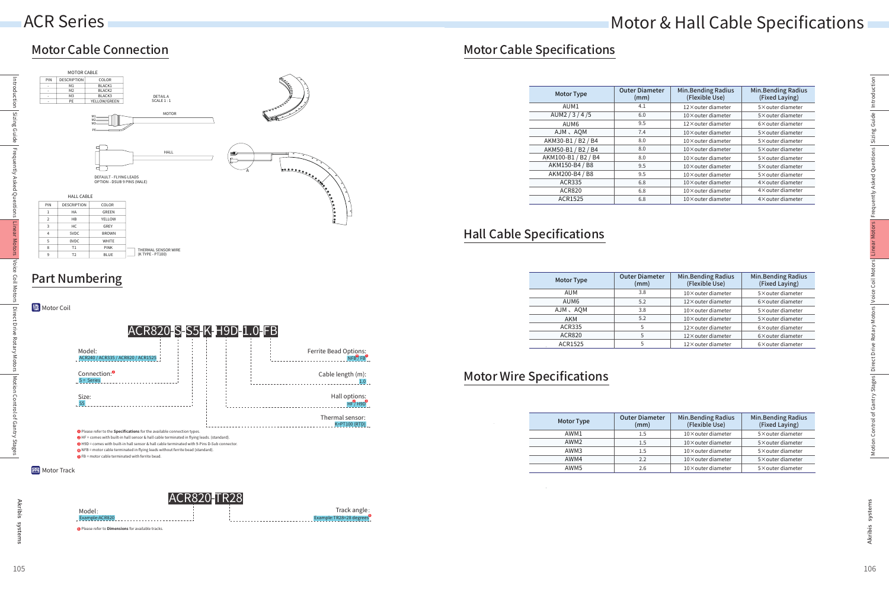# ACR Series

## Motor Cable Connection

MOTOR CABLE

| PIN | DESCRIPTION | COLOR |
|---|---|---|
| - | M1 | BLACK1 |
| - | M2 | BLACK2 |
| - | M3 | BLACK3 |
| - | PE | YELLOW/GREEN |

DETAIL A
SCALE 1 : 1

MOTOR

M1
M2
M3
PE

HALL

A

DEFAULT - FLYING LEADS
OPTION - DSUB 9 PINS (MALE)

HALL CABLE

| PIN | DESCRIPTION | COLOR |
|---|---|---|
| 1 | HA | GREEN |
| 2 | HB | YELLOW |
| 3 | HC | GREY |
| 4 | 5VDC | BROWN |
| 5 | 0VDC | WHITE |
| 8 | T1 | PINK |
| 9 | T2 | BLUE |

THERMAL SENSOR WIRE
(K TYPE - PT100)

## Part Numbering

Motor Coil

ACR820-S-S5-K-H9D-1.0-FB

Model: ACR240 / ACR335 / ACR820 / ACR1525

Connection:[1] S = Series

Size: S5

Thermal sensor: K=PT100 (RTD)

Hall options: HF[2] / H9D[3]

Cable length (m): 1.0

Ferrite Bead Options: NFB[4] / FB[5]

1. Please refer to the **Specifications** for the available connection types.
2. HF = comes with built-in hall sensor & hall cable terminated in flying leads. (standard).
3. H9D = comes with built-in hall sensor & hall cable terminated with 9-Pins D-Sub connector.
4. NFB = motor cable terminated in flying leads without ferrite bead (standard).
5. FB = motor cable terminated with ferrite bead.

Motor Track

ACR820-TR28

Model: Example:ACR820

Track angle: Example:TR28=28 degrees[1]

1. Please refer to **Dimensions** for available tracks.

# Motor & Hall Cable Specifications

## Motor Cable Specifications

| Motor Type | Outer Diameter (mm) | Min.Bending Radius (Flexible Use) | Min.Bending Radius (Fixed Laying) |
|---|---|---|---|
| AUM1 | 4.1 | 12×outer diameter | 5×outer diameter |
| AUM2 / 3 / 4 /5 | 6.0 | 10×outer diameter | 5×outer diameter |
| AUM6 | 9.5 | 12×outer diameter | 6×outer diameter |
| AJM、AQM | 7.4 | 10×outer diameter | 5×outer diameter |
| AKM30-B1 / B2 / B4 | 8.0 | 10×outer diameter | 5×outer diameter |
| AKM50-B1 / B2 / B4 | 8.0 | 10×outer diameter | 5×outer diameter |
| AKM100-B1 / B2 / B4 | 8.0 | 10×outer diameter | 5×outer diameter |
| AKM150-B4 / B8 | 9.5 | 10×outer diameter | 5×outer diameter |
| AKM200-B4 / B8 | 9.5 | 10×outer diameter | 5×outer diameter |
| ACR335 | 6.8 | 10×outer diameter | 4×outer diameter |
| ACR820 | 6.8 | 10×outer diameter | 4×outer diameter |
| ACR1525 | 6.8 | 10×outer diameter | 4×outer diameter |

## Hall Cable Specifications

| Motor Type | Outer Diameter (mm) | Min.Bending Radius (Flexible Use) | Min.Bending Radius (Fixed Laying) |
|---|---|---|---|
| AUM | 3.8 | 10×outer diameter | 5×outer diameter |
| AUM6 | 5.2 | 12×outer diameter | 6×outer diameter |
| AJM、AQM | 3.8 | 10×outer diameter | 5×outer diameter |
| AKM | 5.2 | 10×outer diameter | 5×outer diameter |
| ACR335 | 5 | 12×outer diameter | 6×outer diameter |
| ACR820 | 5 | 12×outer diameter | 6×outer diameter |
| ACR1525 | 5 | 12×outer diameter | 6×outer diameter |

## Motor Wire Specifications

| Motor Type | Outer Diameter (mm) | Min.Bending Radius (Flexible Use) | Min.Bending Radius (Fixed Laying) |
|---|---|---|---|
| AWM1 | 1.5 | 10×outer diameter | 5×outer diameter |
| AWM2 | 1.5 | 10×outer diameter | 5×outer diameter |
| AWM3 | 1.5 | 10×outer diameter | 5×outer diameter |
| AWM4 | 2.2 | 10×outer diameter | 5×outer diameter |
| AWM5 | 2.6 | 10×outer diameter | 5×outer diameter |